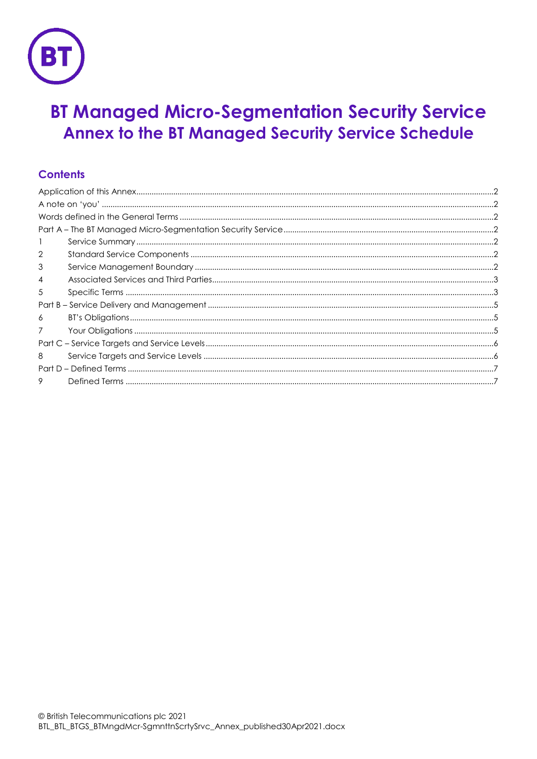# BT Managed Micro-Segmentation Security Service

## Annex to the BT Managed Security Service Schedule

### Contents

| | | |
|---|---|---|
| Application of this Annex | | 2 |
| A note on 'you' | | 2 |
| Words defined in the General Terms | | 2 |
| Part A – The BT Managed Micro-Segmentation Security Service | | 2 |
| 1 | Service Summary | 2 |
| 2 | Standard Service Components | 2 |
| 3 | Service Management Boundary | 2 |
| 4 | Associated Services and Third Parties | 3 |
| 5 | Specific Terms | 3 |
| Part B – Service Delivery and Management | | 5 |
| 6 | BT's Obligations | 5 |
| 7 | Your Obligations | 5 |
| Part C – Service Targets and Service Levels | | 6 |
| 8 | Service Targets and Service Levels | 6 |
| Part D – Defined Terms | | 7 |
| 9 | Defined Terms | 7 |

© British Telecommunications plc 2021
BTL_BTL_BTGS_BTMngdMcr-SgmnttnScrtySrvc_Annex_published30Apr2021.docx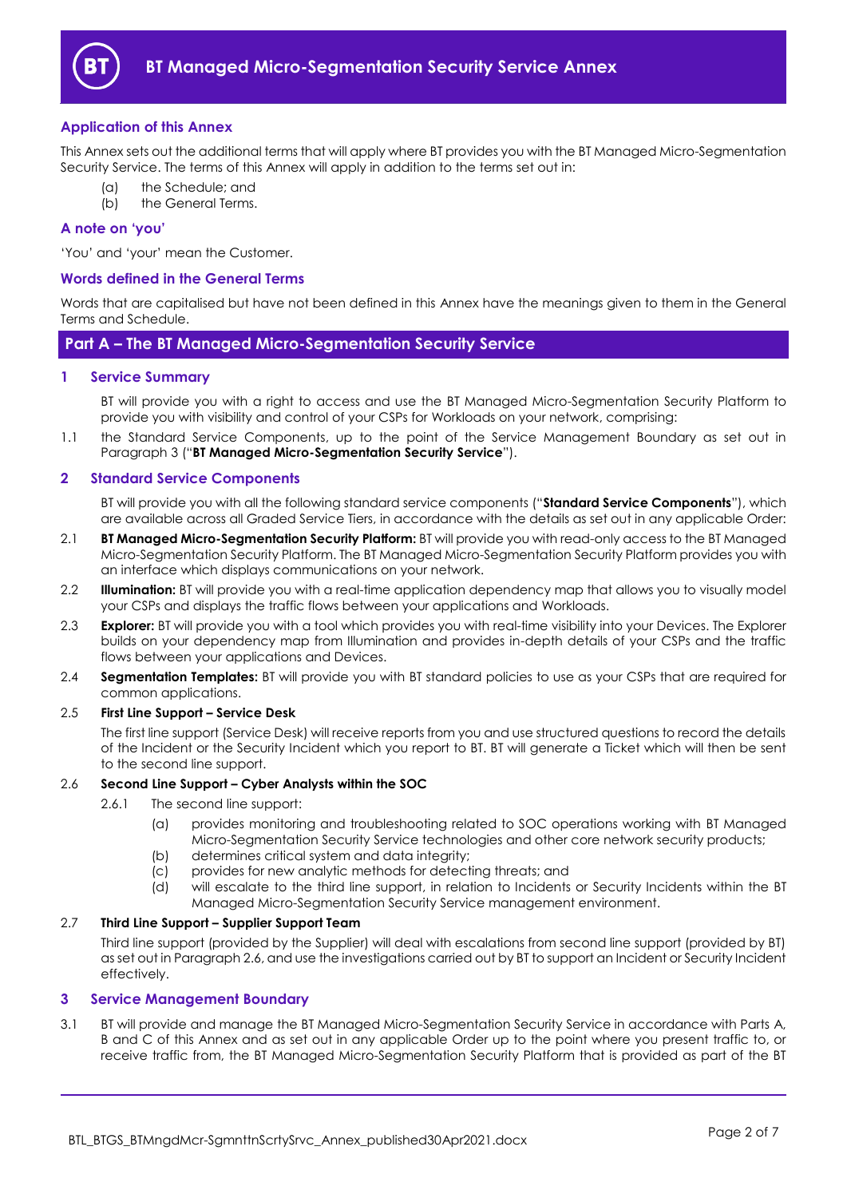# BT Managed Micro-Segmentation Security Service Annex

## Application of this Annex

This Annex sets out the additional terms that will apply where BT provides you with the BT Managed Micro-Segmentation Security Service. The terms of this Annex will apply in addition to the terms set out in:

(a) the Schedule; and
(b) the General Terms.

## A note on 'you'

'You' and 'your' mean the Customer.

## Words defined in the General Terms

Words that are capitalised but have not been defined in this Annex have the meanings given to them in the General Terms and Schedule.

## Part A – The BT Managed Micro-Segmentation Security Service

### 1 Service Summary

BT will provide you with a right to access and use the BT Managed Micro-Segmentation Security Platform to provide you with visibility and control of your CSPs for Workloads on your network, comprising:

1.1 the Standard Service Components, up to the point of the Service Management Boundary as set out in Paragraph 3 ("**BT Managed Micro-Segmentation Security Service**").

### 2 Standard Service Components

BT will provide you with all the following standard service components ("**Standard Service Components**"), which are available across all Graded Service Tiers, in accordance with the details as set out in any applicable Order:

2.1 **BT Managed Micro-Segmentation Security Platform:** BT will provide you with read-only access to the BT Managed Micro-Segmentation Security Platform. The BT Managed Micro-Segmentation Security Platform provides you with an interface which displays communications on your network.

2.2 **Illumination:** BT will provide you with a real-time application dependency map that allows you to visually model your CSPs and displays the traffic flows between your applications and Workloads.

2.3 **Explorer:** BT will provide you with a tool which provides you with real-time visibility into your Devices. The Explorer builds on your dependency map from Illumination and provides in-depth details of your CSPs and the traffic flows between your applications and Devices.

2.4 **Segmentation Templates:** BT will provide you with BT standard policies to use as your CSPs that are required for common applications.

2.5 **First Line Support – Service Desk**

The first line support (Service Desk) will receive reports from you and use structured questions to record the details of the Incident or the Security Incident which you report to BT. BT will generate a Ticket which will then be sent to the second line support.

2.6 **Second Line Support – Cyber Analysts within the SOC**

2.6.1 The second line support:

(a) provides monitoring and troubleshooting related to SOC operations working with BT Managed Micro-Segmentation Security Service technologies and other core network security products;
(b) determines critical system and data integrity;
(c) provides for new analytic methods for detecting threats; and
(d) will escalate to the third line support, in relation to Incidents or Security Incidents within the BT Managed Micro-Segmentation Security Service management environment.

2.7 **Third Line Support – Supplier Support Team**

Third line support (provided by the Supplier) will deal with escalations from second line support (provided by BT) as set out in Paragraph 2.6, and use the investigations carried out by BT to support an Incident or Security Incident effectively.

### 3 Service Management Boundary

3.1 BT will provide and manage the BT Managed Micro-Segmentation Security Service in accordance with Parts A, B and C of this Annex and as set out in any applicable Order up to the point where you present traffic to, or receive traffic from, the BT Managed Micro-Segmentation Security Platform that is provided as part of the BT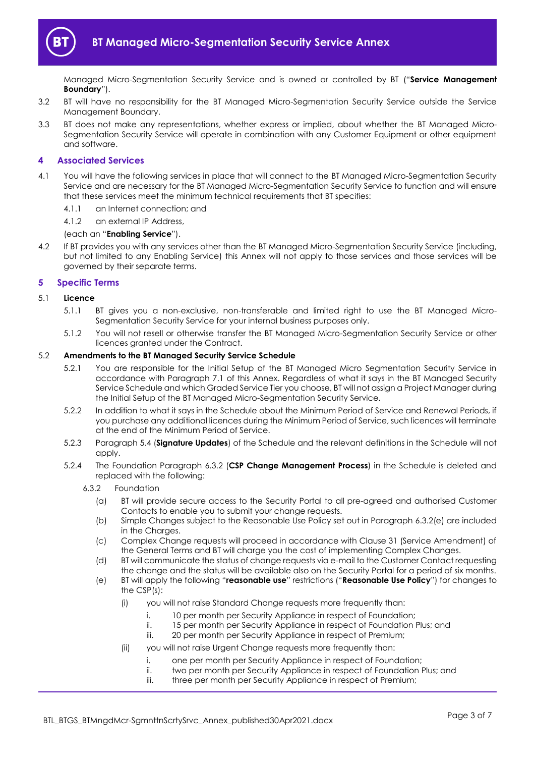Managed Micro-Segmentation Security Service and is owned or controlled by BT ("**Service Management Boundary**").

3.2 BT will have no responsibility for the BT Managed Micro-Segmentation Security Service outside the Service Management Boundary.

3.3 BT does not make any representations, whether express or implied, about whether the BT Managed Micro-Segmentation Security Service will operate in combination with any Customer Equipment or other equipment and software.

## 4 Associated Services

4.1 You will have the following services in place that will connect to the BT Managed Micro-Segmentation Security Service and are necessary for the BT Managed Micro-Segmentation Security Service to function and will ensure that these services meet the minimum technical requirements that BT specifies:

4.1.1 an Internet connection; and

4.1.2 an external IP Address,

(each an "**Enabling Service**").

4.2 If BT provides you with any services other than the BT Managed Micro-Segmentation Security Service (including, but not limited to any Enabling Service) this Annex will not apply to those services and those services will be governed by their separate terms.

## 5 Specific Terms

5.1 **Licence**

5.1.1 BT gives you a non-exclusive, non-transferable and limited right to use the BT Managed Micro-Segmentation Security Service for your internal business purposes only.

5.1.2 You will not resell or otherwise transfer the BT Managed Micro-Segmentation Security Service or other licences granted under the Contract.

5.2 **Amendments to the BT Managed Security Service Schedule**

5.2.1 You are responsible for the Initial Setup of the BT Managed Micro Segmentation Security Service in accordance with Paragraph 7.1 of this Annex. Regardless of what it says in the BT Managed Security Service Schedule and which Graded Service Tier you choose, BT will not assign a Project Manager during the Initial Setup of the BT Managed Micro-Segmentation Security Service.

5.2.2 In addition to what it says in the Schedule about the Minimum Period of Service and Renewal Periods, if you purchase any additional licences during the Minimum Period of Service, such licences will terminate at the end of the Minimum Period of Service.

5.2.3 Paragraph 5.4 (**Signature Updates**) of the Schedule and the relevant definitions in the Schedule will not apply.

5.2.4 The Foundation Paragraph 6.3.2 (**CSP Change Management Process**) in the Schedule is deleted and replaced with the following:

6.3.2 Foundation

(a) BT will provide secure access to the Security Portal to all pre-agreed and authorised Customer Contacts to enable you to submit your change requests.

(b) Simple Changes subject to the Reasonable Use Policy set out in Paragraph 6.3.2(e) are included in the Charges.

(c) Complex Change requests will proceed in accordance with Clause 31 (Service Amendment) of the General Terms and BT will charge you the cost of implementing Complex Changes.

(d) BT will communicate the status of change requests via e-mail to the Customer Contact requesting the change and the status will be available also on the Security Portal for a period of six months.

(e) BT will apply the following "**reasonable use**" restrictions ("**Reasonable Use Policy**") for changes to the CSP(s):

(i) you will not raise Standard Change requests more frequently than:

i. 10 per month per Security Appliance in respect of Foundation;

ii. 15 per month per Security Appliance in respect of Foundation Plus; and

iii. 20 per month per Security Appliance in respect of Premium;

(ii) you will not raise Urgent Change requests more frequently than:

i. one per month per Security Appliance in respect of Foundation;

ii. two per month per Security Appliance in respect of Foundation Plus; and

iii. three per month per Security Appliance in respect of Premium;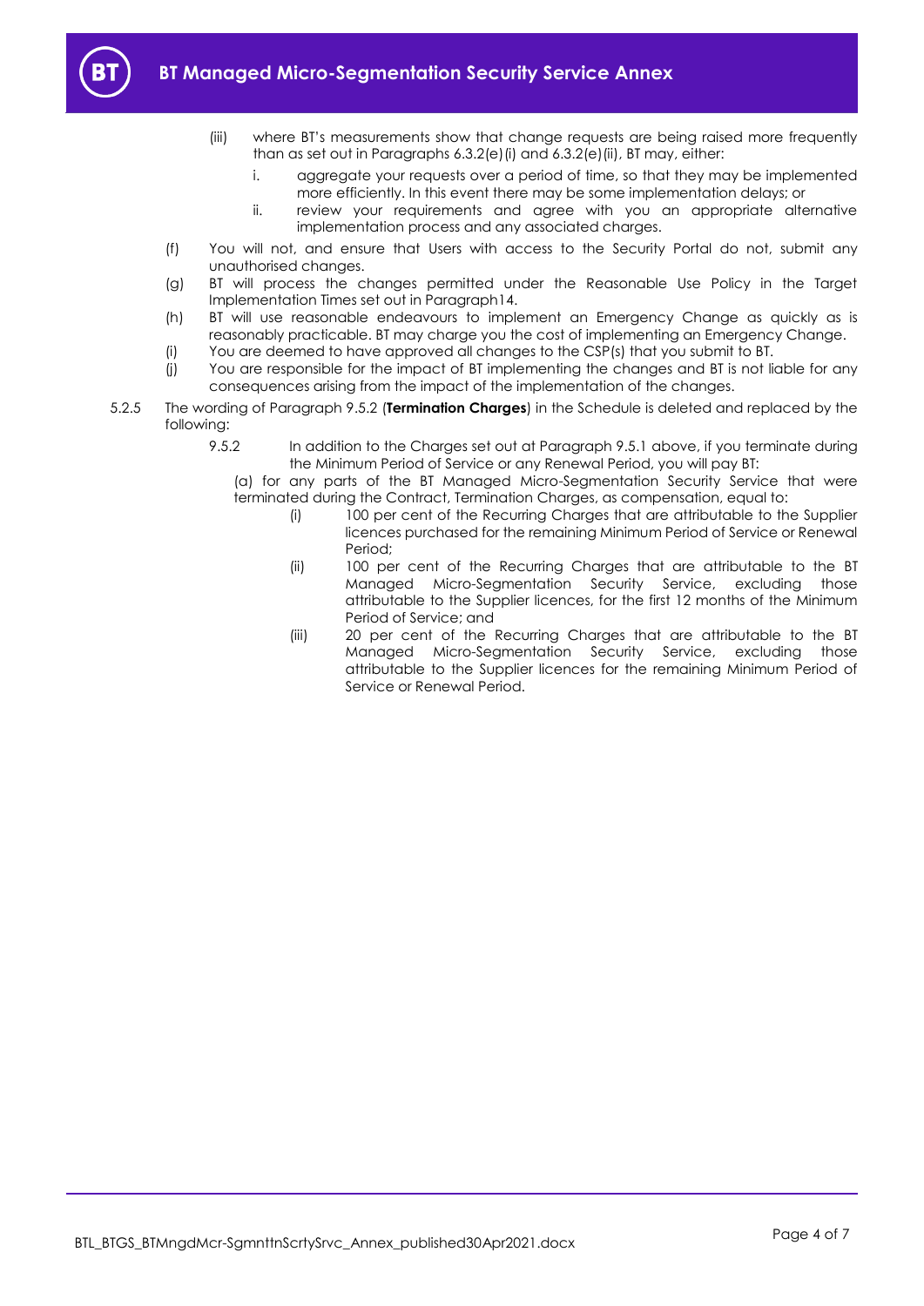(iii) where BT's measurements show that change requests are being raised more frequently than as set out in Paragraphs 6.3.2(e)(i) and 6.3.2(e)(ii), BT may, either:

i. aggregate your requests over a period of time, so that they may be implemented more efficiently. In this event there may be some implementation delays; or

ii. review your requirements and agree with you an appropriate alternative implementation process and any associated charges.

(f) You will not, and ensure that Users with access to the Security Portal do not, submit any unauthorised changes.

(g) BT will process the changes permitted under the Reasonable Use Policy in the Target Implementation Times set out in Paragraph14.

(h) BT will use reasonable endeavours to implement an Emergency Change as quickly as is reasonably practicable. BT may charge you the cost of implementing an Emergency Change.

(i) You are deemed to have approved all changes to the CSP(s) that you submit to BT.

(j) You are responsible for the impact of BT implementing the changes and BT is not liable for any consequences arising from the impact of the implementation of the changes.

5.2.5 The wording of Paragraph 9.5.2 (**Termination Charges**) in the Schedule is deleted and replaced by the following:

9.5.2 In addition to the Charges set out at Paragraph 9.5.1 above, if you terminate during the Minimum Period of Service or any Renewal Period, you will pay BT:

(a) for any parts of the BT Managed Micro-Segmentation Security Service that were terminated during the Contract, Termination Charges, as compensation, equal to:

(i) 100 per cent of the Recurring Charges that are attributable to the Supplier licences purchased for the remaining Minimum Period of Service or Renewal Period;

(ii) 100 per cent of the Recurring Charges that are attributable to the BT Managed Micro-Segmentation Security Service, excluding those attributable to the Supplier licences, for the first 12 months of the Minimum Period of Service; and

(iii) 20 per cent of the Recurring Charges that are attributable to the BT Managed Micro-Segmentation Security Service, excluding those attributable to the Supplier licences for the remaining Minimum Period of Service or Renewal Period.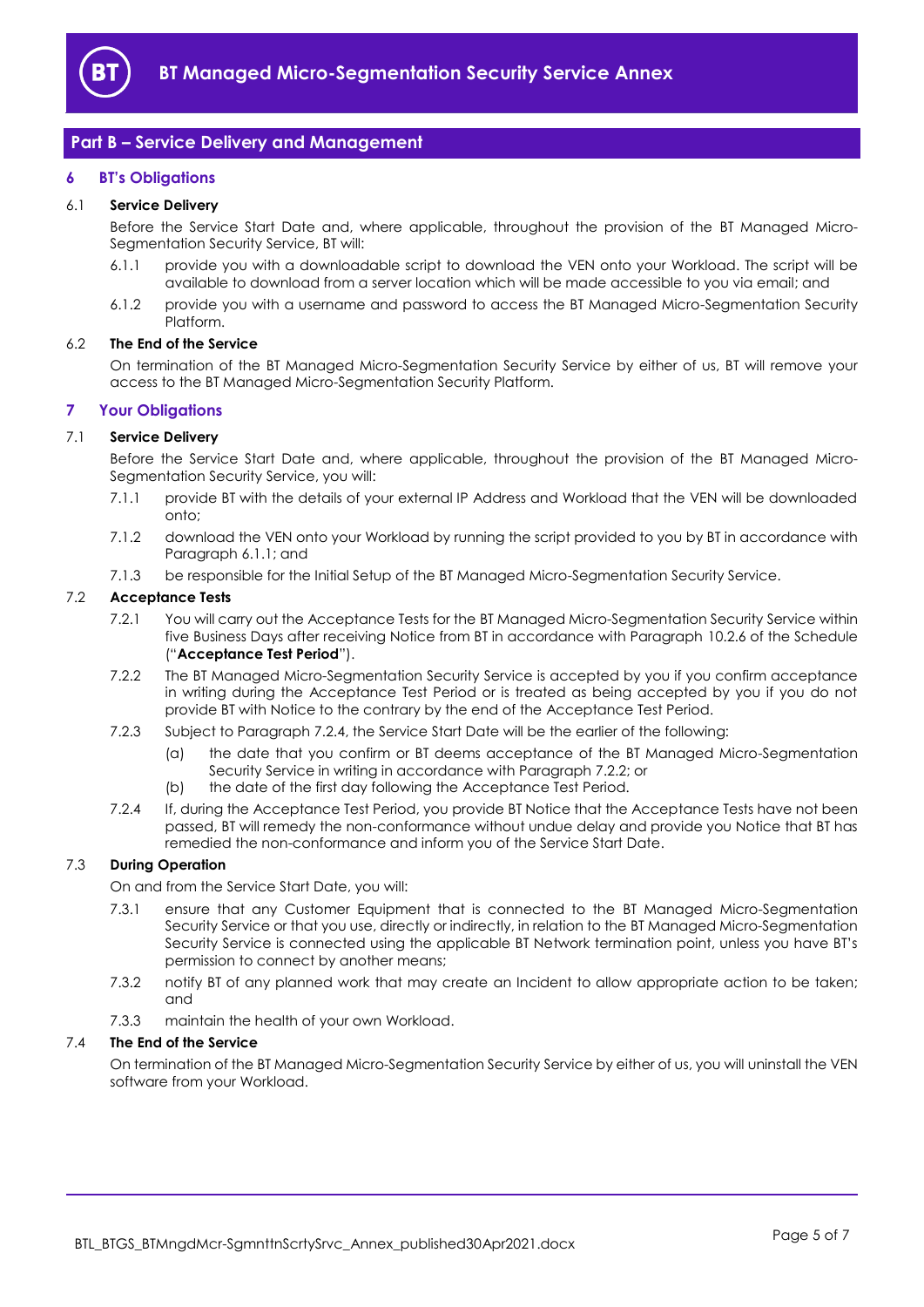## Part B – Service Delivery and Management

### 6 BT's Obligations

#### 6.1 Service Delivery

Before the Service Start Date and, where applicable, throughout the provision of the BT Managed Micro-Segmentation Security Service, BT will:

6.1.1 provide you with a downloadable script to download the VEN onto your Workload. The script will be available to download from a server location which will be made accessible to you via email; and

6.1.2 provide you with a username and password to access the BT Managed Micro-Segmentation Security Platform.

#### 6.2 The End of the Service

On termination of the BT Managed Micro-Segmentation Security Service by either of us, BT will remove your access to the BT Managed Micro-Segmentation Security Platform.

### 7 Your Obligations

#### 7.1 Service Delivery

Before the Service Start Date and, where applicable, throughout the provision of the BT Managed Micro-Segmentation Security Service, you will:

7.1.1 provide BT with the details of your external IP Address and Workload that the VEN will be downloaded onto;

7.1.2 download the VEN onto your Workload by running the script provided to you by BT in accordance with Paragraph 6.1.1; and

7.1.3 be responsible for the Initial Setup of the BT Managed Micro-Segmentation Security Service.

#### 7.2 Acceptance Tests

7.2.1 You will carry out the Acceptance Tests for the BT Managed Micro-Segmentation Security Service within five Business Days after receiving Notice from BT in accordance with Paragraph 10.2.6 of the Schedule ("**Acceptance Test Period**").

7.2.2 The BT Managed Micro-Segmentation Security Service is accepted by you if you confirm acceptance in writing during the Acceptance Test Period or is treated as being accepted by you if you do not provide BT with Notice to the contrary by the end of the Acceptance Test Period.

7.2.3 Subject to Paragraph 7.2.4, the Service Start Date will be the earlier of the following:

(a) the date that you confirm or BT deems acceptance of the BT Managed Micro-Segmentation Security Service in writing in accordance with Paragraph 7.2.2; or

(b) the date of the first day following the Acceptance Test Period.

7.2.4 If, during the Acceptance Test Period, you provide BT Notice that the Acceptance Tests have not been passed, BT will remedy the non-conformance without undue delay and provide you Notice that BT has remedied the non-conformance and inform you of the Service Start Date.

#### 7.3 During Operation

On and from the Service Start Date, you will:

7.3.1 ensure that any Customer Equipment that is connected to the BT Managed Micro-Segmentation Security Service or that you use, directly or indirectly, in relation to the BT Managed Micro-Segmentation Security Service is connected using the applicable BT Network termination point, unless you have BT's permission to connect by another means;

7.3.2 notify BT of any planned work that may create an Incident to allow appropriate action to be taken; and

7.3.3 maintain the health of your own Workload.

#### 7.4 The End of the Service

On termination of the BT Managed Micro-Segmentation Security Service by either of us, you will uninstall the VEN software from your Workload.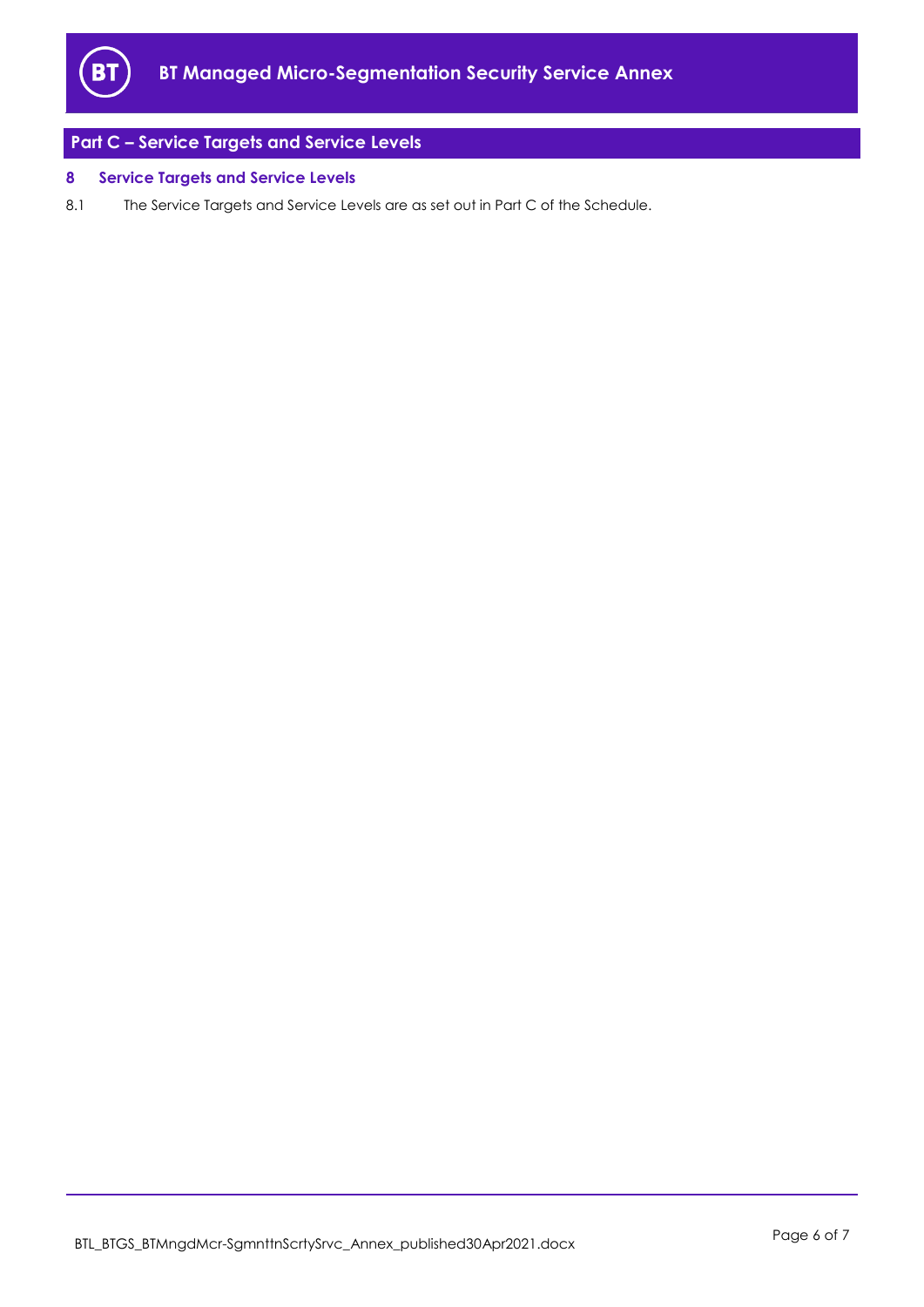## Part C – Service Targets and Service Levels

### 8 Service Targets and Service Levels

8.1 The Service Targets and Service Levels are as set out in Part C of the Schedule.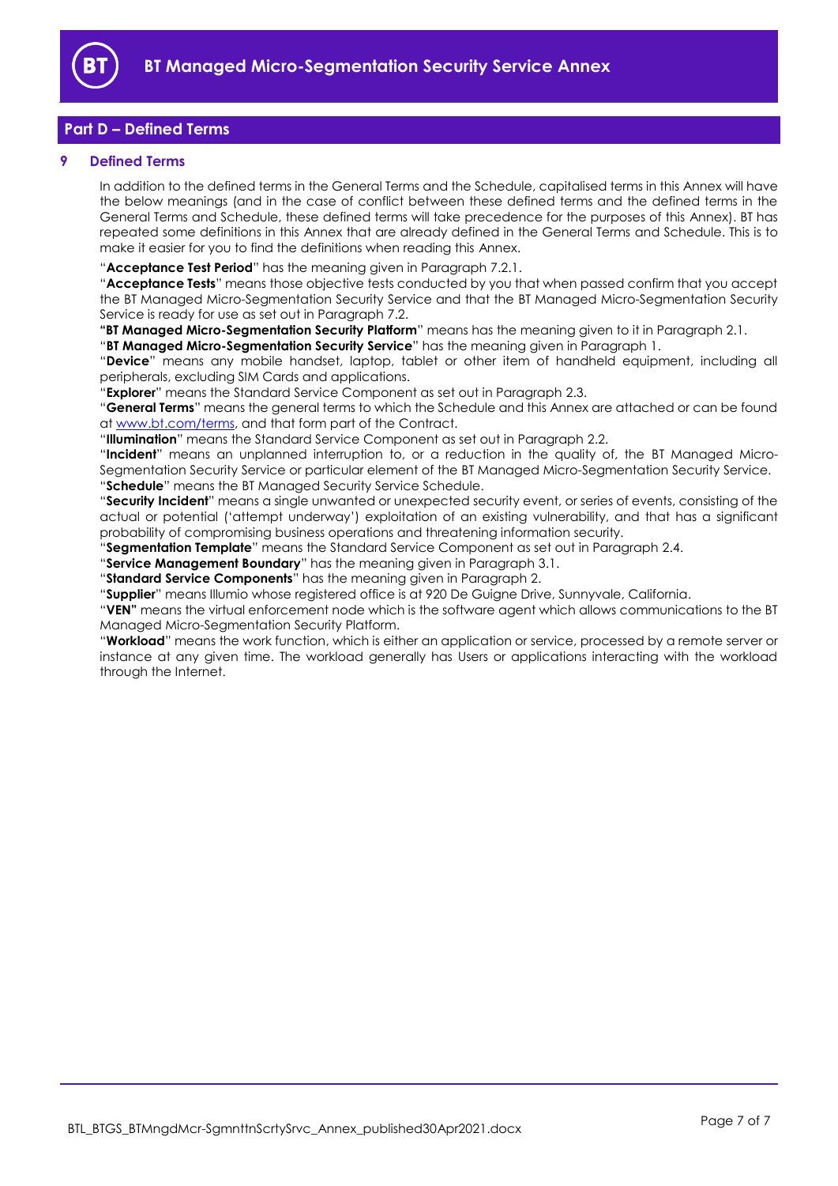## Part D – Defined Terms

### 9 Defined Terms

In addition to the defined terms in the General Terms and the Schedule, capitalised terms in this Annex will have the below meanings (and in the case of conflict between these defined terms and the defined terms in the General Terms and Schedule, these defined terms will take precedence for the purposes of this Annex). BT has repeated some definitions in this Annex that are already defined in the General Terms and Schedule. This is to make it easier for you to find the definitions when reading this Annex.

"**Acceptance Test Period**" has the meaning given in Paragraph 7.2.1.

"**Acceptance Tests**" means those objective tests conducted by you that when passed confirm that you accept the BT Managed Micro-Segmentation Security Service and that the BT Managed Micro-Segmentation Security Service is ready for use as set out in Paragraph 7.2.

**"BT Managed Micro-Segmentation Security Platform**" means has the meaning given to it in Paragraph 2.1.

"**BT Managed Micro-Segmentation Security Service**" has the meaning given in Paragraph 1.

"**Device**" means any mobile handset, laptop, tablet or other item of handheld equipment, including all peripherals, excluding SIM Cards and applications.

"**Explorer**" means the Standard Service Component as set out in Paragraph 2.3.

"**General Terms**" means the general terms to which the Schedule and this Annex are attached or can be found at www.bt.com/terms, and that form part of the Contract.

"**Illumination**" means the Standard Service Component as set out in Paragraph 2.2.

"**Incident**" means an unplanned interruption to, or a reduction in the quality of, the BT Managed Micro-Segmentation Security Service or particular element of the BT Managed Micro-Segmentation Security Service.

"**Schedule**" means the BT Managed Security Service Schedule.

"**Security Incident**" means a single unwanted or unexpected security event, or series of events, consisting of the actual or potential ('attempt underway') exploitation of an existing vulnerability, and that has a significant probability of compromising business operations and threatening information security.

"**Segmentation Template**" means the Standard Service Component as set out in Paragraph 2.4.

"**Service Management Boundary**" has the meaning given in Paragraph 3.1.

"**Standard Service Components**" has the meaning given in Paragraph 2.

"**Supplier**" means Illumio whose registered office is at 920 De Guigne Drive, Sunnyvale, California.

"**VEN"** means the virtual enforcement node which is the software agent which allows communications to the BT Managed Micro-Segmentation Security Platform.

"**Workload**" means the work function, which is either an application or service, processed by a remote server or instance at any given time. The workload generally has Users or applications interacting with the workload through the Internet.